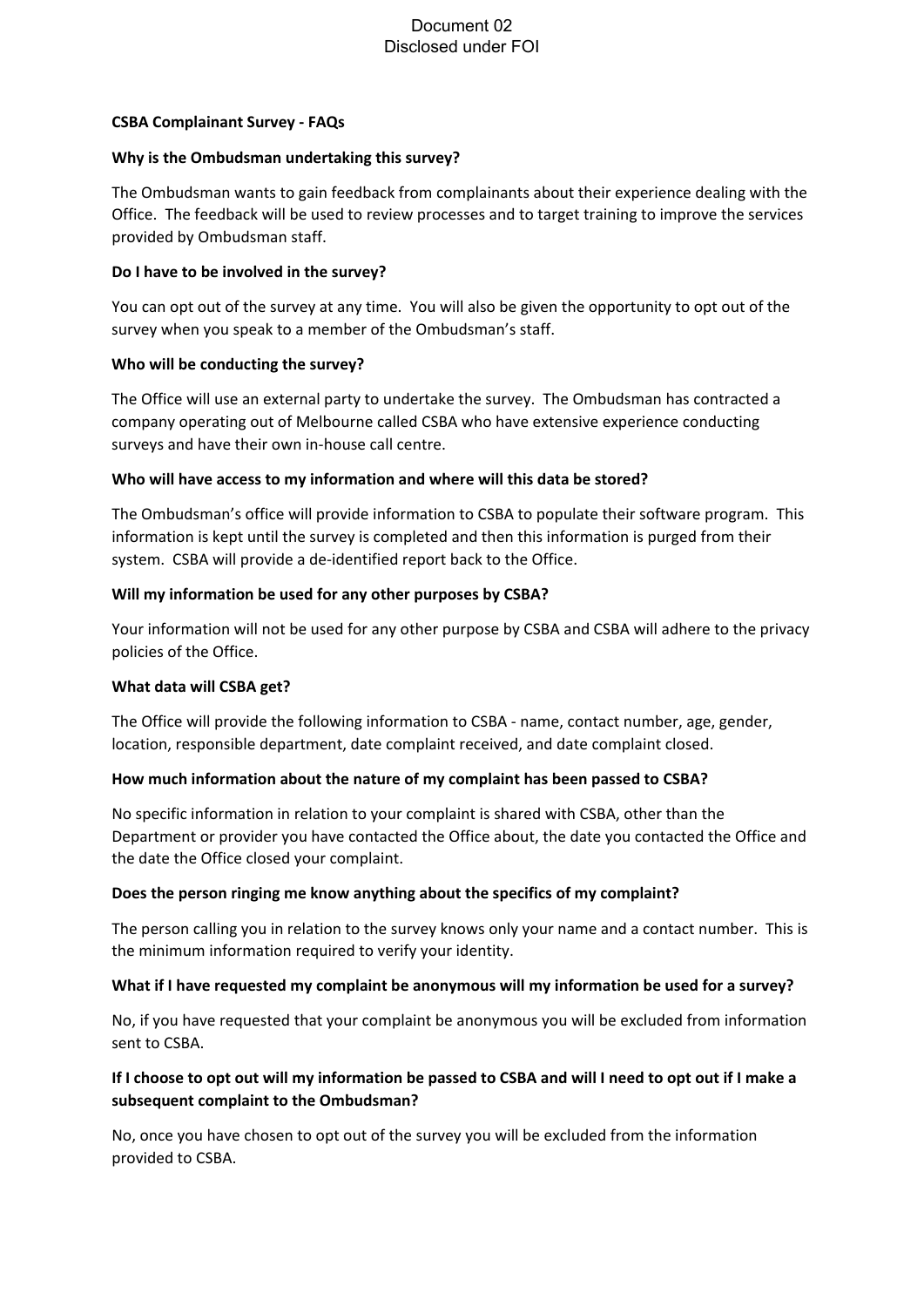# CSBA Complainant Survey - FAQs

**Why is the Ombudsman undertaking this survey?**

The Ombudsman wants to gain feedback from complainants about their experience dealing with the Office. The feedback will be used to review processes and to target training to improve the services provided by Ombudsman staff.

**Do I have to be involved in the survey?**

You can opt out of the survey at any time. You will also be given the opportunity to opt out of the survey when you speak to a member of the Ombudsman's staff.

**Who will be conducting the survey?**

The Office will use an external party to undertake the survey. The Ombudsman has contracted a company operating out of Melbourne called CSBA who have extensive experience conducting surveys and have their own in-house call centre.

**Who will have access to my information and where will this data be stored?**

The Ombudsman's office will provide information to CSBA to populate their software program. This information is kept until the survey is completed and then this information is purged from their system. CSBA will provide a de-identified report back to the Office.

**Will my information be used for any other purposes by CSBA?**

Your information will not be used for any other purpose by CSBA and CSBA will adhere to the privacy policies of the Office.

**What data will CSBA get?**

The Office will provide the following information to CSBA - name, contact number, age, gender, location, responsible department, date complaint received, and date complaint closed.

**How much information about the nature of my complaint has been passed to CSBA?**

No specific information in relation to your complaint is shared with CSBA, other than the Department or provider you have contacted the Office about, the date you contacted the Office and the date the Office closed your complaint.

**Does the person ringing me know anything about the specifics of my complaint?**

The person calling you in relation to the survey knows only your name and a contact number. This is the minimum information required to verify your identity.

**What if I have requested my complaint be anonymous will my information be used for a survey?**

No, if you have requested that your complaint be anonymous you will be excluded from information sent to CSBA.

**If I choose to opt out will my information be passed to CSBA and will I need to opt out if I make a subsequent complaint to the Ombudsman?**

No, once you have chosen to opt out of the survey you will be excluded from the information provided to CSBA.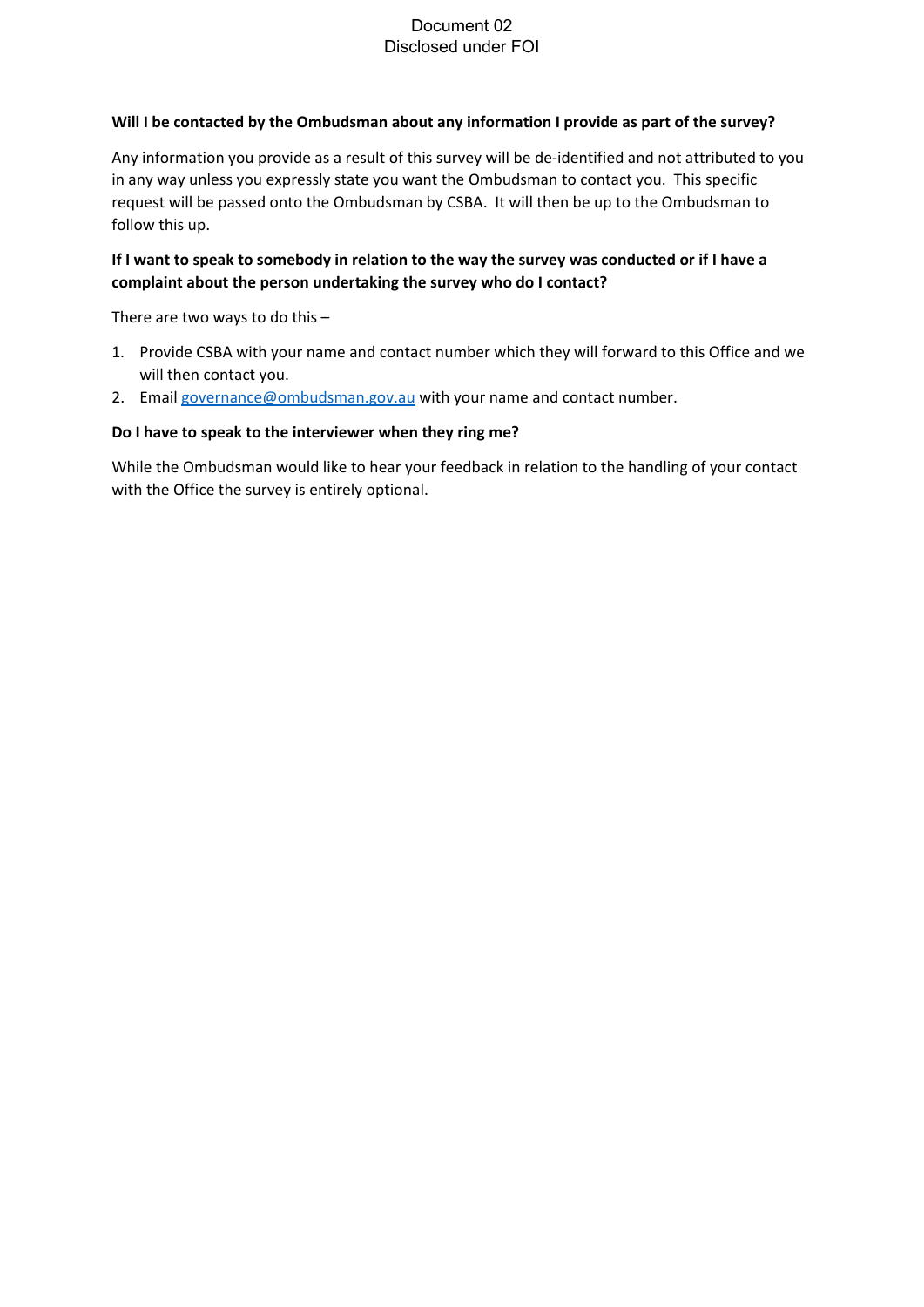**Will I be contacted by the Ombudsman about any information I provide as part of the survey?**

Any information you provide as a result of this survey will be de-identified and not attributed to you in any way unless you expressly state you want the Ombudsman to contact you. This specific request will be passed onto the Ombudsman by CSBA. It will then be up to the Ombudsman to follow this up.

**If I want to speak to somebody in relation to the way the survey was conducted or if I have a complaint about the person undertaking the survey who do I contact?**

There are two ways to do this –

1. Provide CSBA with your name and contact number which they will forward to this Office and we will then contact you.
2. Email governance@ombudsman.gov.au with your name and contact number.

**Do I have to speak to the interviewer when they ring me?**

While the Ombudsman would like to hear your feedback in relation to the handling of your contact with the Office the survey is entirely optional.